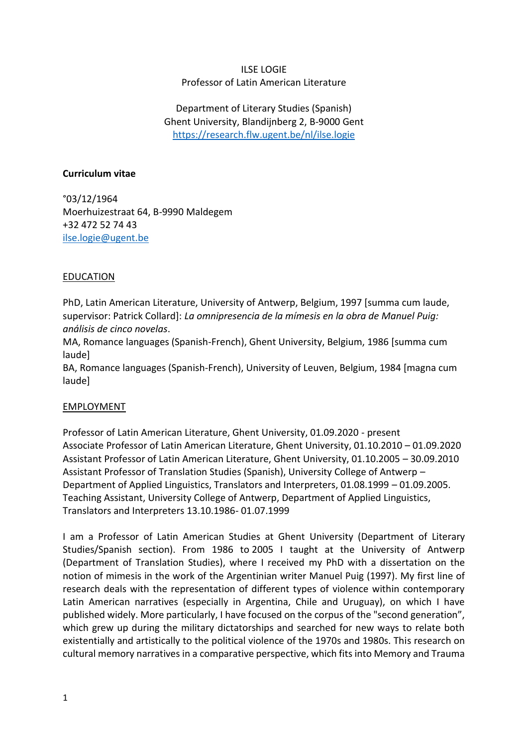ILSE LOGIE
Professor of Latin American Literature

Department of Literary Studies (Spanish)
Ghent University, Blandijnberg 2, B-9000 Gent
[https://research.flw.ugent.be/nl/ilse.logie](https://research.flw.ugent.be/nl/ilse.logie)

**Curriculum vitae**

°03/12/1964
Moerhuizestraat 64, B-9990 Maldegem
+32 472 52 74 43
[ilse.logie@ugent.be](mailto:ilse.logie@ugent.be)

## EDUCATION

PhD, Latin American Literature, University of Antwerp, Belgium, 1997 [summa cum laude, supervisor: Patrick Collard]: *La omnipresencia de la mímesis en la obra de Manuel Puig: análisis de cinco novelas*.
MA, Romance languages (Spanish-French), Ghent University, Belgium, 1986 [summa cum laude]
BA, Romance languages (Spanish-French), University of Leuven, Belgium, 1984 [magna cum laude]

## EMPLOYMENT

Professor of Latin American Literature, Ghent University, 01.09.2020 - present
Associate Professor of Latin American Literature, Ghent University, 01.10.2010 – 01.09.2020
Assistant Professor of Latin American Literature, Ghent University, 01.10.2005 – 30.09.2010
Assistant Professor of Translation Studies (Spanish), University College of Antwerp – Department of Applied Linguistics, Translators and Interpreters, 01.08.1999 – 01.09.2005.
Teaching Assistant, University College of Antwerp, Department of Applied Linguistics, Translators and Interpreters 13.10.1986- 01.07.1999

I am a Professor of Latin American Studies at Ghent University (Department of Literary Studies/Spanish section). From 1986 to 2005 I taught at the University of Antwerp (Department of Translation Studies), where I received my PhD with a dissertation on the notion of mimesis in the work of the Argentinian writer Manuel Puig (1997). My first line of research deals with the representation of different types of violence within contemporary Latin American narratives (especially in Argentina, Chile and Uruguay), on which I have published widely. More particularly, I have focused on the corpus of the "second generation", which grew up during the military dictatorships and searched for new ways to relate both existentially and artistically to the political violence of the 1970s and 1980s. This research on cultural memory narratives in a comparative perspective, which fits into Memory and Trauma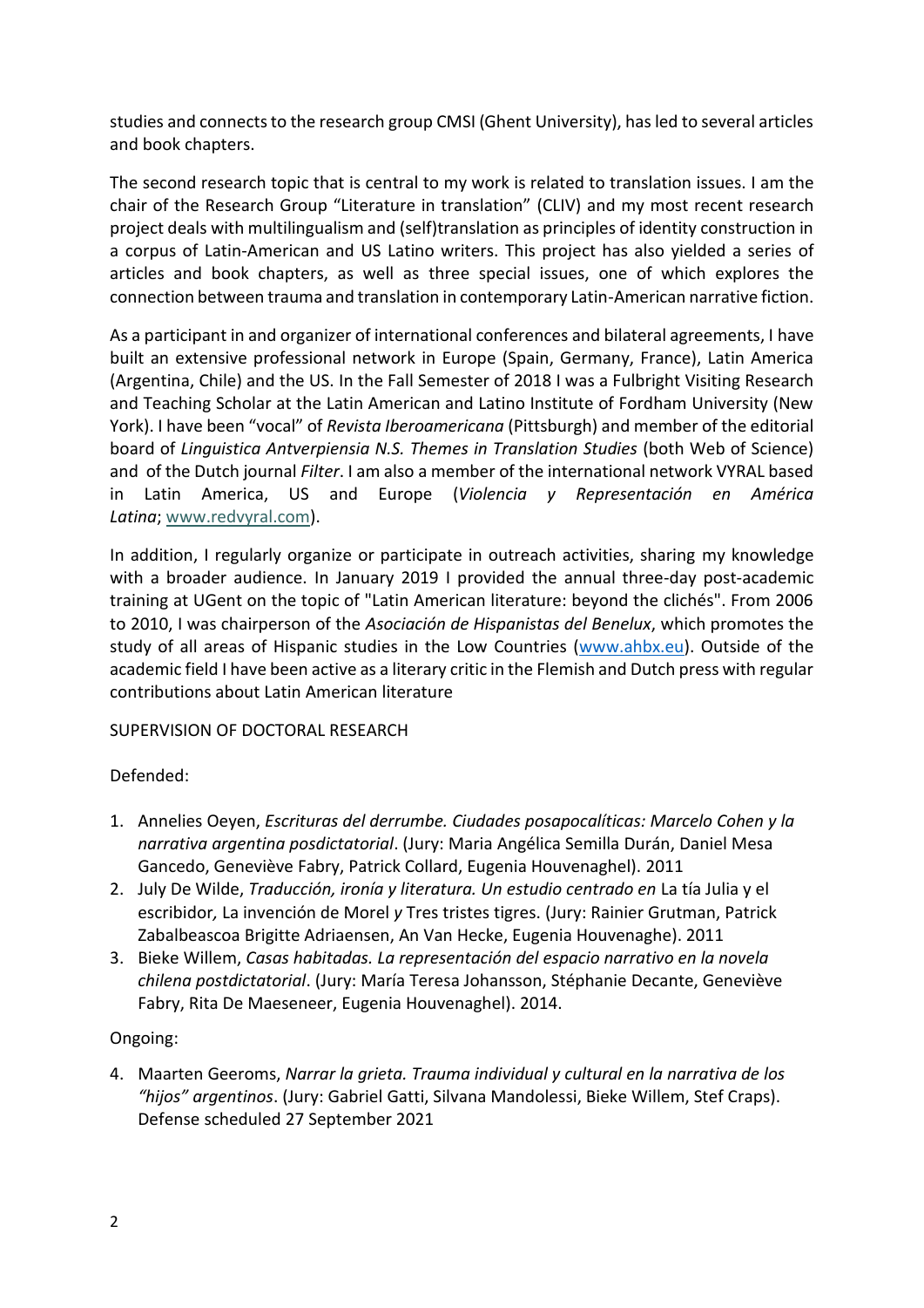studies and connects to the research group CMSI (Ghent University), has led to several articles and book chapters.

The second research topic that is central to my work is related to translation issues. I am the chair of the Research Group "Literature in translation" (CLIV) and my most recent research project deals with multilingualism and (self)translation as principles of identity construction in a corpus of Latin-American and US Latino writers. This project has also yielded a series of articles and book chapters, as well as three special issues, one of which explores the connection between trauma and translation in contemporary Latin-American narrative fiction.

As a participant in and organizer of international conferences and bilateral agreements, I have built an extensive professional network in Europe (Spain, Germany, France), Latin America (Argentina, Chile) and the US. In the Fall Semester of 2018 I was a Fulbright Visiting Research and Teaching Scholar at the Latin American and Latino Institute of Fordham University (New York). I have been "vocal" of *Revista Iberoamericana* (Pittsburgh) and member of the editorial board of *Linguistica Antverpiensia N.S. Themes in Translation Studies* (both Web of Science) and of the Dutch journal *Filter*. I am also a member of the international network VYRAL based in Latin America, US and Europe (*Violencia y Representación en América Latina*; www.redvyral.com).

In addition, I regularly organize or participate in outreach activities, sharing my knowledge with a broader audience. In January 2019 I provided the annual three-day post-academic training at UGent on the topic of "Latin American literature: beyond the clichés". From 2006 to 2010, I was chairperson of the *Asociación de Hispanistas del Benelux*, which promotes the study of all areas of Hispanic studies in the Low Countries (www.ahbx.eu). Outside of the academic field I have been active as a literary critic in the Flemish and Dutch press with regular contributions about Latin American literature

SUPERVISION OF DOCTORAL RESEARCH

Defended:

1. Annelies Oeyen, *Escrituras del derrumbe. Ciudades posapocalíticas: Marcelo Cohen y la narrativa argentina posdictatorial*. (Jury: Maria Angélica Semilla Durán, Daniel Mesa Gancedo, Geneviève Fabry, Patrick Collard, Eugenia Houvenaghel). 2011
2. July De Wilde, *Traducción, ironía y literatura. Un estudio centrado en* La tía Julia y el escribidor*,* La invención de Morel *y* Tres tristes tigres. (Jury: Rainier Grutman, Patrick Zabalbeascoa Brigitte Adriaensen, An Van Hecke, Eugenia Houvenaghe). 2011
3. Bieke Willem, *Casas habitadas. La representación del espacio narrativo en la novela chilena postdictatorial*. (Jury: María Teresa Johansson, Stéphanie Decante, Geneviève Fabry, Rita De Maeseneer, Eugenia Houvenaghel). 2014.

Ongoing:

4. Maarten Geeroms, *Narrar la grieta. Trauma individual y cultural en la narrativa de los "hijos" argentinos*. (Jury: Gabriel Gatti, Silvana Mandolessi, Bieke Willem, Stef Craps). Defense scheduled 27 September 2021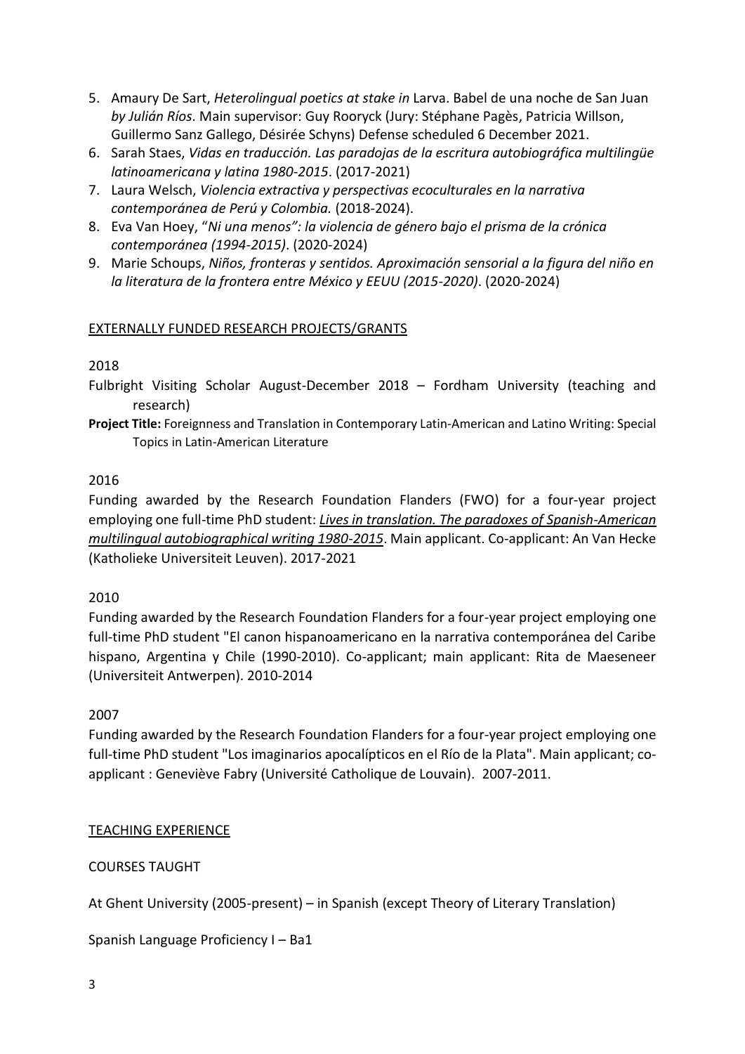5. Amaury De Sart, *Heterolingual poetics at stake in* Larva. Babel de una noche de San Juan *by Julián Ríos*. Main supervisor: Guy Rooryck (Jury: Stéphane Pagès, Patricia Willson, Guillermo Sanz Gallego, Désirée Schyns) Defense scheduled 6 December 2021.
6. Sarah Staes, *Vidas en traducción. Las paradojas de la escritura autobiográfica multilingüe latinoamericana y latina 1980-2015*. (2017-2021)
7. Laura Welsch, *Violencia extractiva y perspectivas ecoculturales en la narrativa contemporánea de Perú y Colombia.* (2018-2024).
8. Eva Van Hoey, "*Ni una menos": la violencia de género bajo el prisma de la crónica contemporánea (1994-2015)*. (2020-2024)
9. Marie Schoups, *Niños, fronteras y sentidos. Aproximación sensorial a la figura del niño en la literatura de la frontera entre México y EEUU (2015-2020)*. (2020-2024)

## EXTERNALLY FUNDED RESEARCH PROJECTS/GRANTS

2018

Fulbright Visiting Scholar August-December 2018 – Fordham University (teaching and research)

**Project Title:** Foreignness and Translation in Contemporary Latin-American and Latino Writing: Special Topics in Latin-American Literature

2016

Funding awarded by the Research Foundation Flanders (FWO) for a four-year project employing one full-time PhD student: ***Lives in translation. The paradoxes of Spanish-American multilingual autobiographical writing 1980-2015***. Main applicant. Co-applicant: An Van Hecke (Katholieke Universiteit Leuven). 2017-2021

2010

Funding awarded by the Research Foundation Flanders for a four-year project employing one full-time PhD student "El canon hispanoamericano en la narrativa contemporánea del Caribe hispano, Argentina y Chile (1990-2010). Co-applicant; main applicant: Rita de Maeseneer (Universiteit Antwerpen). 2010-2014

2007

Funding awarded by the Research Foundation Flanders for a four-year project employing one full-time PhD student "Los imaginarios apocalípticos en el Río de la Plata". Main applicant; co-applicant : Geneviève Fabry (Université Catholique de Louvain). 2007-2011.

## TEACHING EXPERIENCE

### COURSES TAUGHT

At Ghent University (2005-present) – in Spanish (except Theory of Literary Translation)

Spanish Language Proficiency I – Ba1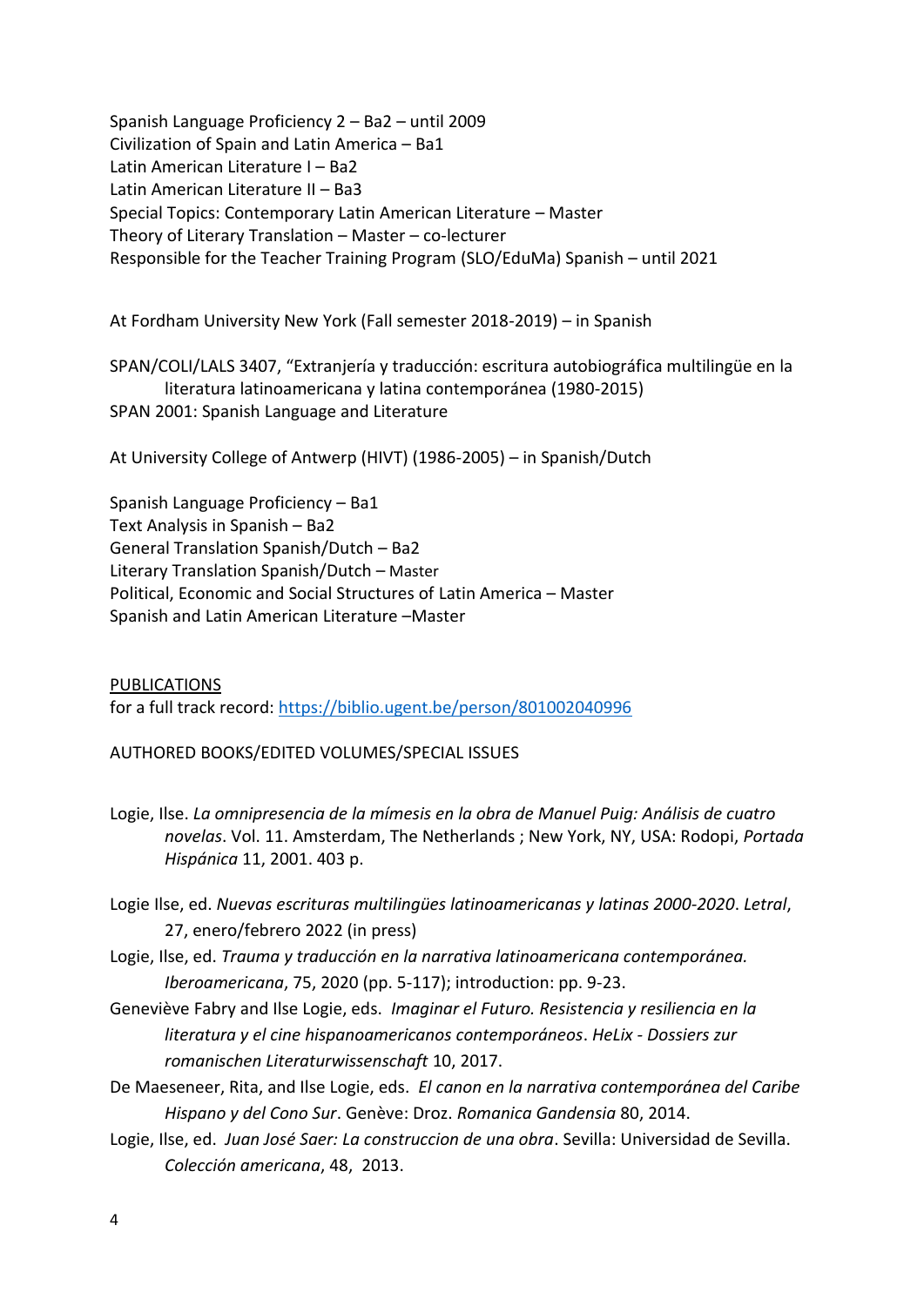Spanish Language Proficiency 2 – Ba2 – until 2009
Civilization of Spain and Latin America – Ba1
Latin American Literature I – Ba2
Latin American Literature II – Ba3
Special Topics: Contemporary Latin American Literature – Master
Theory of Literary Translation – Master – co-lecturer
Responsible for the Teacher Training Program (SLO/EduMa) Spanish – until 2021

At Fordham University New York (Fall semester 2018-2019) – in Spanish

SPAN/COLI/LALS 3407, "Extranjería y traducción: escritura autobiográfica multilingüe en la literatura latinoamericana y latina contemporánea (1980-2015)
SPAN 2001: Spanish Language and Literature

At University College of Antwerp (HIVT) (1986-2005) – in Spanish/Dutch

Spanish Language Proficiency – Ba1
Text Analysis in Spanish – Ba2
General Translation Spanish/Dutch – Ba2
Literary Translation Spanish/Dutch – Master
Political, Economic and Social Structures of Latin America – Master
Spanish and Latin American Literature –Master

## PUBLICATIONS

for a full track record: https://biblio.ugent.be/person/801002040996

### AUTHORED BOOKS/EDITED VOLUMES/SPECIAL ISSUES

Logie, Ilse. *La omnipresencia de la mímesis en la obra de Manuel Puig: Análisis de cuatro novelas*. Vol. 11. Amsterdam, The Netherlands ; New York, NY, USA: Rodopi, *Portada Hispánica* 11, 2001. 403 p.

Logie Ilse, ed. *Nuevas escrituras multilingües latinoamericanas y latinas 2000-2020*. *Letral*, 27, enero/febrero 2022 (in press)

Logie, Ilse, ed. *Trauma y traducción en la narrativa latinoamericana contemporánea. Iberoamericana*, 75, 2020 (pp. 5-117); introduction: pp. 9-23.

Geneviève Fabry and Ilse Logie, eds. *Imaginar el Futuro. Resistencia y resiliencia en la literatura y el cine hispanoamericanos contemporáneos*. *HeLix - Dossiers zur romanischen Literaturwissenschaft* 10, 2017.

De Maeseneer, Rita, and Ilse Logie, eds. *El canon en la narrativa contemporánea del Caribe Hispano y del Cono Sur*. Genève: Droz. *Romanica Gandensia* 80, 2014.

Logie, Ilse, ed. *Juan José Saer: La construccion de una obra*. Sevilla: Universidad de Sevilla. *Colección americana*, 48, 2013.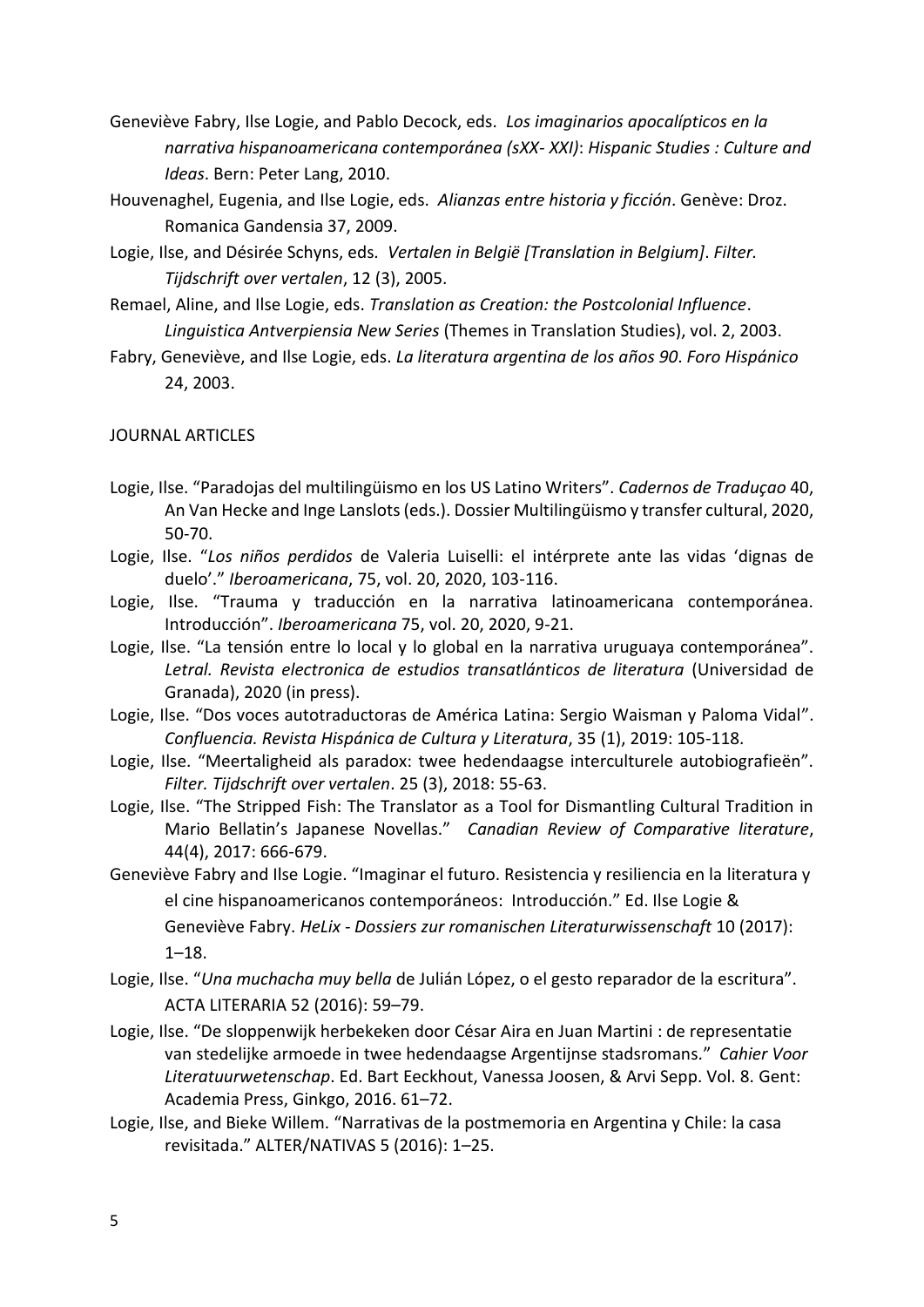Geneviève Fabry, Ilse Logie, and Pablo Decock, eds. *Los imaginarios apocalípticos en la narrativa hispanoamericana contemporánea (sXX- XXI)*: *Hispanic Studies : Culture and Ideas*. Bern: Peter Lang, 2010.

Houvenaghel, Eugenia, and Ilse Logie, eds. *Alianzas entre historia y ficción*. Genève: Droz. Romanica Gandensia 37, 2009.

Logie, Ilse, and Désirée Schyns, eds. *Vertalen in België [Translation in Belgium]*. *Filter. Tijdschrift over vertalen*, 12 (3), 2005.

Remael, Aline, and Ilse Logie, eds. *Translation as Creation: the Postcolonial Influence*. *Linguistica Antverpiensia New Series* (Themes in Translation Studies), vol. 2, 2003.

Fabry, Geneviève, and Ilse Logie, eds. *La literatura argentina de los años 90*. *Foro Hispánico* 24, 2003.

JOURNAL ARTICLES

Logie, Ilse. "Paradojas del multilingüismo en los US Latino Writers". *Cadernos de Traduçao* 40, An Van Hecke and Inge Lanslots (eds.). Dossier Multilingüismo y transfer cultural, 2020, 50-70.

Logie, Ilse. "*Los niños perdidos* de Valeria Luiselli: el intérprete ante las vidas 'dignas de duelo'." *Iberoamericana*, 75, vol. 20, 2020, 103-116.

Logie, Ilse. "Trauma y traducción en la narrativa latinoamericana contemporánea. Introducción". *Iberoamericana* 75, vol. 20, 2020, 9-21.

Logie, Ilse. "La tensión entre lo local y lo global en la narrativa uruguaya contemporánea". *Letral. Revista electronica de estudios transatlánticos de literatura* (Universidad de Granada), 2020 (in press).

Logie, Ilse. "Dos voces autotraductoras de América Latina: Sergio Waisman y Paloma Vidal". *Confluencia. Revista Hispánica de Cultura y Literatura*, 35 (1), 2019: 105-118.

Logie, Ilse. "Meertaligheid als paradox: twee hedendaagse interculturele autobiografieën". *Filter. Tijdschrift over vertalen*. 25 (3), 2018: 55-63.

Logie, Ilse. "The Stripped Fish: The Translator as a Tool for Dismantling Cultural Tradition in Mario Bellatin's Japanese Novellas." *Canadian Review of Comparative literature*, 44(4), 2017: 666-679.

Geneviève Fabry and Ilse Logie. "Imaginar el futuro. Resistencia y resiliencia en la literatura y el cine hispanoamericanos contemporáneos: Introducción." Ed. Ilse Logie & Geneviève Fabry. *HeLix - Dossiers zur romanischen Literaturwissenschaft* 10 (2017): 1–18.

Logie, Ilse. "*Una muchacha muy bella* de Julián López, o el gesto reparador de la escritura". ACTA LITERARIA 52 (2016): 59–79.

Logie, Ilse. "De sloppenwijk herbekeken door César Aira en Juan Martini : de representatie van stedelijke armoede in twee hedendaagse Argentijnse stadsromans." *Cahier Voor Literatuurwetenschap*. Ed. Bart Eeckhout, Vanessa Joosen, & Arvi Sepp. Vol. 8. Gent: Academia Press, Ginkgo, 2016. 61–72.

Logie, Ilse, and Bieke Willem. "Narrativas de la postmemoria en Argentina y Chile: la casa revisitada." ALTER/NATIVAS 5 (2016): 1–25.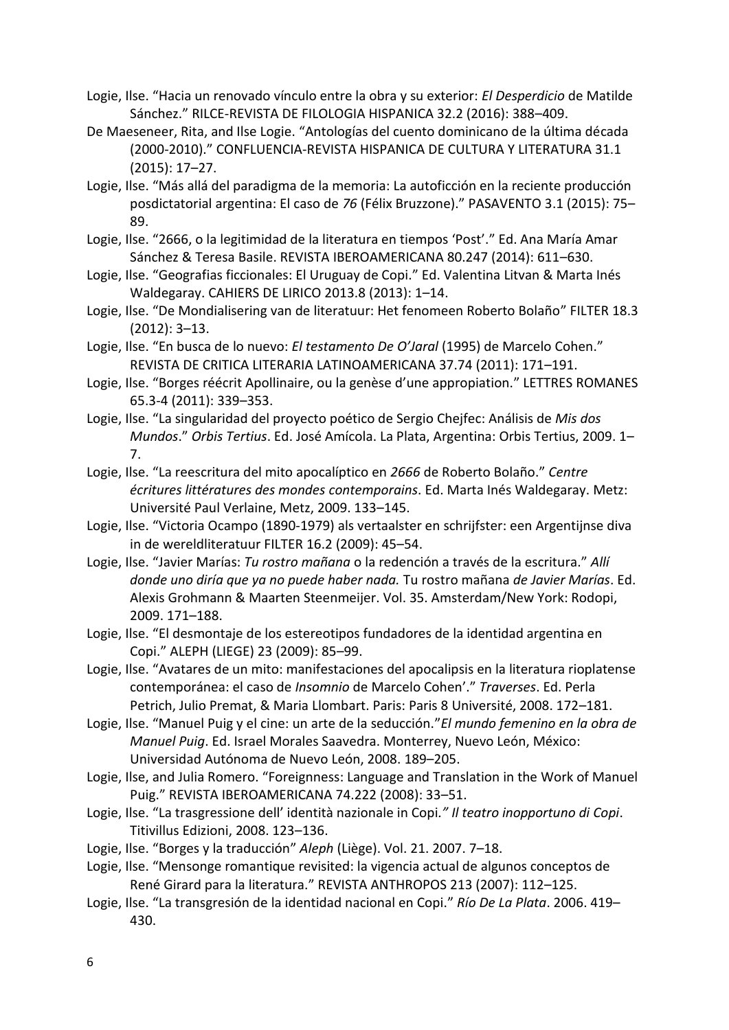Logie, Ilse. “Hacia un renovado vínculo entre la obra y su exterior: *El Desperdicio* de Matilde Sánchez.” RILCE-REVISTA DE FILOLOGIA HISPANICA 32.2 (2016): 388–409.

De Maeseneer, Rita, and Ilse Logie. “Antologías del cuento dominicano de la última década (2000-2010).” CONFLUENCIA-REVISTA HISPANICA DE CULTURA Y LITERATURA 31.1 (2015): 17–27.

Logie, Ilse. “Más allá del paradigma de la memoria: La autoficción en la reciente producción posdictatorial argentina: El caso de *76* (Félix Bruzzone).” PASAVENTO 3.1 (2015): 75–89.

Logie, Ilse. “2666, o la legitimidad de la literatura en tiempos ‘Post’.” Ed. Ana María Amar Sánchez & Teresa Basile. REVISTA IBEROAMERICANA 80.247 (2014): 611–630.

Logie, Ilse. “Geografias ficcionales: El Uruguay de Copi.” Ed. Valentina Litvan & Marta Inés Waldegaray. CAHIERS DE LIRICO 2013.8 (2013): 1–14.

Logie, Ilse. “De Mondialisering van de literatuur: Het fenomeen Roberto Bolaño” FILTER 18.3 (2012): 3–13.

Logie, Ilse. “En busca de lo nuevo: *El testamento De O’Jaral* (1995) de Marcelo Cohen.” REVISTA DE CRITICA LITERARIA LATINOAMERICANA 37.74 (2011): 171–191.

Logie, Ilse. “Borges réécrit Apollinaire, ou la genèse d’une appropiation.” LETTRES ROMANES 65.3-4 (2011): 339–353.

Logie, Ilse. “La singularidad del proyecto poético de Sergio Chejfec: Análisis de *Mis dos Mundos*.” *Orbis Tertius*. Ed. José Amícola. La Plata, Argentina: Orbis Tertius, 2009. 1–7.

Logie, Ilse. “La reescritura del mito apocalíptico en *2666* de Roberto Bolaño.” *Centre écritures littératures des mondes contemporains*. Ed. Marta Inés Waldegaray. Metz: Université Paul Verlaine, Metz, 2009. 133–145.

Logie, Ilse. “Victoria Ocampo (1890-1979) als vertaalster en schrijfster: een Argentijnse diva in de wereldliteratuur FILTER 16.2 (2009): 45–54.

Logie, Ilse. “Javier Marías: *Tu rostro mañana* o la redención a través de la escritura.” *Allí donde uno diría que ya no puede haber nada.* Tu rostro mañana *de Javier Marías*. Ed. Alexis Grohmann & Maarten Steenmeijer. Vol. 35. Amsterdam/New York: Rodopi, 2009. 171–188.

Logie, Ilse. “El desmontaje de los estereotipos fundadores de la identidad argentina en Copi.” ALEPH (LIEGE) 23 (2009): 85–99.

Logie, Ilse. “Avatares de un mito: manifestaciones del apocalipsis en la literatura rioplatense contemporánea: el caso de *Insomnio* de Marcelo Cohen’.” *Traverses*. Ed. Perla Petrich, Julio Premat, & Maria Llombart. Paris: Paris 8 Université, 2008. 172–181.

Logie, Ilse. “Manuel Puig y el cine: un arte de la seducción.”*El mundo femenino en la obra de Manuel Puig*. Ed. Israel Morales Saavedra. Monterrey, Nuevo León, México: Universidad Autónoma de Nuevo León, 2008. 189–205.

Logie, Ilse, and Julia Romero. “Foreignness: Language and Translation in the Work of Manuel Puig.” REVISTA IBEROAMERICANA 74.222 (2008): 33–51.

Logie, Ilse. “La trasgressione dell’ identità nazionale in Copi.*” Il teatro inopportuno di Copi*. Titivillus Edizioni, 2008. 123–136.

Logie, Ilse. “Borges y la traducción” *Aleph* (Liège). Vol. 21. 2007. 7–18.

Logie, Ilse. “Mensonge romantique revisited: la vigencia actual de algunos conceptos de René Girard para la literatura.” REVISTA ANTHROPOS 213 (2007): 112–125.

Logie, Ilse. “La transgresión de la identidad nacional en Copi.” *Río De La Plata*. 2006. 419–430.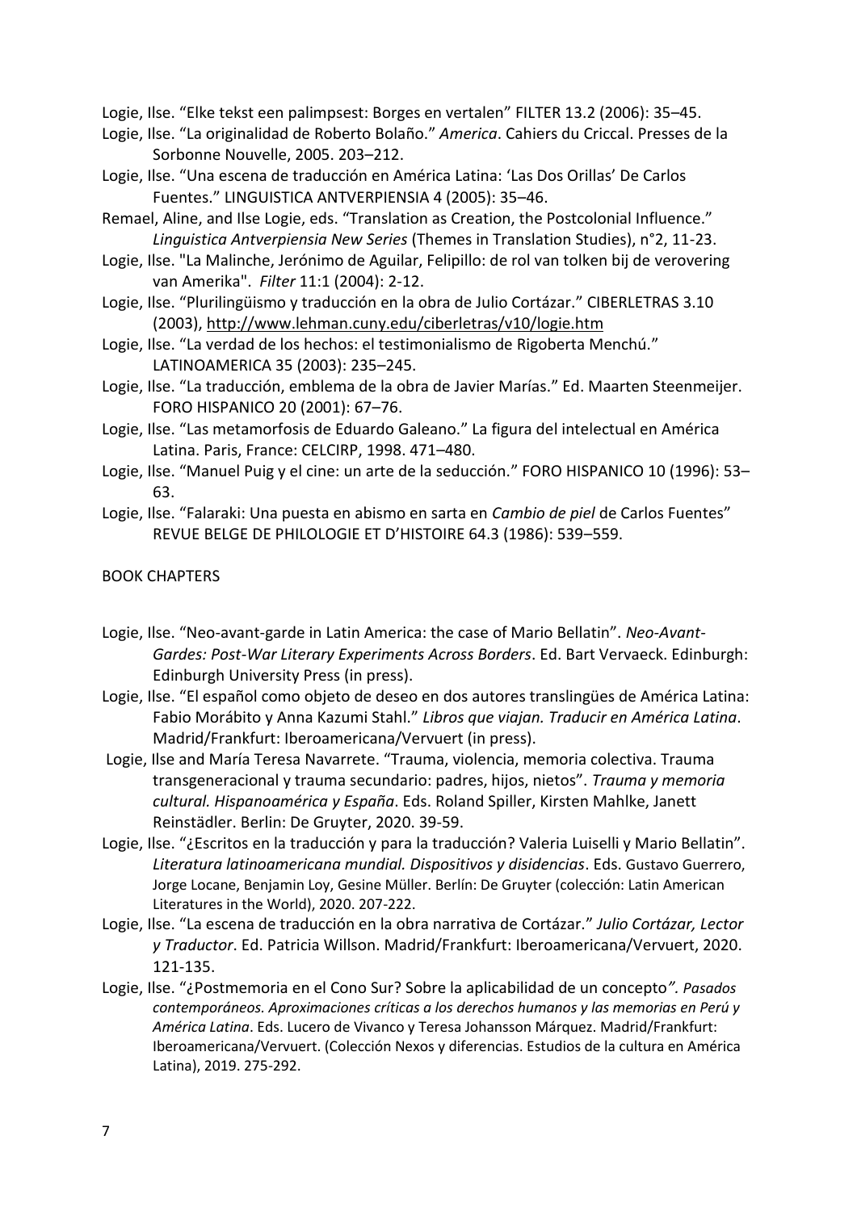Logie, Ilse. “Elke tekst een palimpsest: Borges en vertalen” FILTER 13.2 (2006): 35–45.

Logie, Ilse. “La originalidad de Roberto Bolaño.” *America*. Cahiers du Criccal. Presses de la Sorbonne Nouvelle, 2005. 203–212.

Logie, Ilse. “Una escena de traducción en América Latina: ‘Las Dos Orillas’ De Carlos Fuentes.” LINGUISTICA ANTVERPIENSIA 4 (2005): 35–46.

Remael, Aline, and Ilse Logie, eds. “Translation as Creation, the Postcolonial Influence.” *Linguistica Antverpiensia New Series* (Themes in Translation Studies), n°2, 11-23.

Logie, Ilse. "La Malinche, Jerónimo de Aguilar, Felipillo: de rol van tolken bij de verovering van Amerika". *Filter* 11:1 (2004): 2-12.

Logie, Ilse. “Plurilingüismo y traducción en la obra de Julio Cortázar.” CIBERLETRAS 3.10 (2003), http://www.lehman.cuny.edu/ciberletras/v10/logie.htm

Logie, Ilse. “La verdad de los hechos: el testimonialismo de Rigoberta Menchú.” LATINOAMERICA 35 (2003): 235–245.

Logie, Ilse. “La traducción, emblema de la obra de Javier Marías.” Ed. Maarten Steenmeijer. FORO HISPANICO 20 (2001): 67–76.

Logie, Ilse. “Las metamorfosis de Eduardo Galeano.” La figura del intelectual en América Latina. Paris, France: CELCIRP, 1998. 471–480.

Logie, Ilse. “Manuel Puig y el cine: un arte de la seducción.” FORO HISPANICO 10 (1996): 53–63.

Logie, Ilse. “Falaraki: Una puesta en abismo en sarta en *Cambio de piel* de Carlos Fuentes” REVUE BELGE DE PHILOLOGIE ET D’HISTOIRE 64.3 (1986): 539–559.

## BOOK CHAPTERS

Logie, Ilse. “Neo-avant-garde in Latin America: the case of Mario Bellatin”. *Neo-Avant-Gardes: Post-War Literary Experiments Across Borders*. Ed. Bart Vervaeck. Edinburgh: Edinburgh University Press (in press).

Logie, Ilse. “El español como objeto de deseo en dos autores translingües de América Latina: Fabio Morábito y Anna Kazumi Stahl.” *Libros que viajan. Traducir en América Latina*. Madrid/Frankfurt: Iberoamericana/Vervuert (in press).

Logie, Ilse and María Teresa Navarrete. “Trauma, violencia, memoria colectiva. Trauma transgeneracional y trauma secundario: padres, hijos, nietos”. *Trauma y memoria cultural. Hispanoamérica y España*. Eds. Roland Spiller, Kirsten Mahlke, Janett Reinstädler. Berlin: De Gruyter, 2020. 39-59.

Logie, Ilse. “¿Escritos en la traducción y para la traducción? Valeria Luiselli y Mario Bellatin”. *Literatura latinoamericana mundial. Dispositivos y disidencias*. Eds. Gustavo Guerrero, Jorge Locane, Benjamin Loy, Gesine Müller. Berlín: De Gruyter (colección: Latin American Literatures in the World), 2020. 207-222.

Logie, Ilse. “La escena de traducción en la obra narrativa de Cortázar.” *Julio Cortázar, Lector y Traductor*. Ed. Patricia Willson. Madrid/Frankfurt: Iberoamericana/Vervuert, 2020. 121-135.

Logie, Ilse. “¿Postmemoria en el Cono Sur? Sobre la aplicabilidad de un concepto*”. Pasados contemporáneos. Aproximaciones críticas a los derechos humanos y las memorias en Perú y América Latina*. Eds. Lucero de Vivanco y Teresa Johansson Márquez. Madrid/Frankfurt: Iberoamericana/Vervuert. (Colección Nexos y diferencias. Estudios de la cultura en América Latina), 2019. 275-292.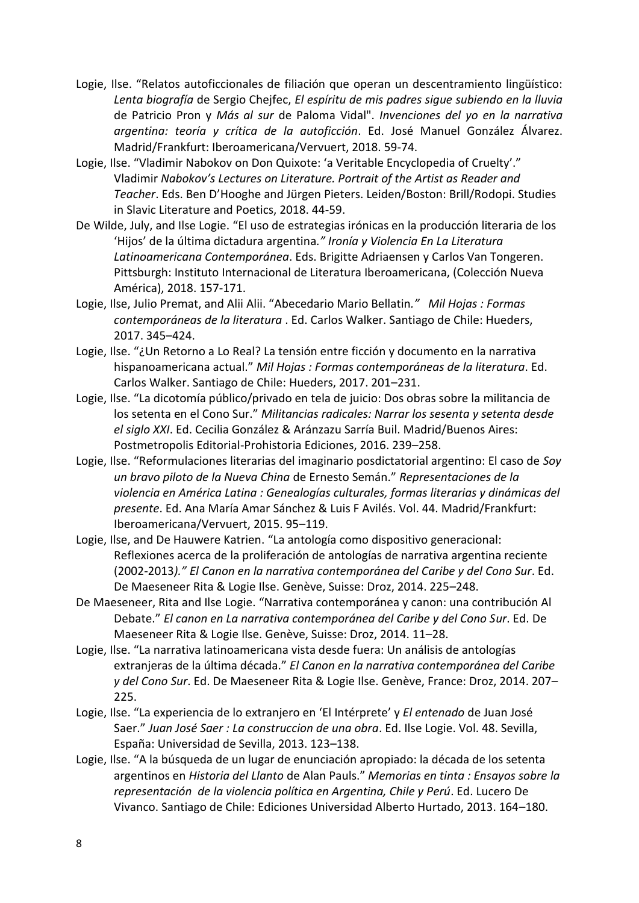Logie, Ilse. "Relatos autoficcionales de filiación que operan un descentramiento lingüístico: *Lenta biografía* de Sergio Chejfec, *El espíritu de mis padres sigue subiendo en la lluvia* de Patricio Pron y *Más al sur* de Paloma Vidal". *Invenciones del yo en la narrativa argentina: teoría y crítica de la autoficción*. Ed. José Manuel González Álvarez. Madrid/Frankfurt: Iberoamericana/Vervuert, 2018. 59-74.

Logie, Ilse. "Vladimir Nabokov on Don Quixote: 'a Veritable Encyclopedia of Cruelty'." Vladimir *Nabokov's Lectures on Literature. Portrait of the Artist as Reader and Teacher*. Eds. Ben D'Hooghe and Jürgen Pieters. Leiden/Boston: Brill/Rodopi. Studies in Slavic Literature and Poetics, 2018. 44-59.

De Wilde, July, and Ilse Logie. "El uso de estrategias irónicas en la producción literaria de los 'Hijos' de la última dictadura argentina*." Ironía y Violencia En La Literatura Latinoamericana Contemporánea*. Eds. Brigitte Adriaensen y Carlos Van Tongeren. Pittsburgh: Instituto Internacional de Literatura Iberoamericana, (Colección Nueva América), 2018. 157-171.

Logie, Ilse, Julio Premat, and Alii Alii. "Abecedario Mario Bellatin*." Mil Hojas : Formas contemporáneas de la literatura* . Ed. Carlos Walker. Santiago de Chile: Hueders, 2017. 345–424.

Logie, Ilse. "¿Un Retorno a Lo Real? La tensión entre ficción y documento en la narrativa hispanoamericana actual." *Mil Hojas : Formas contemporáneas de la literatura*. Ed. Carlos Walker. Santiago de Chile: Hueders, 2017. 201–231.

Logie, Ilse. "La dicotomía público/privado en tela de juicio: Dos obras sobre la militancia de los setenta en el Cono Sur." *Militancias radicales: Narrar los sesenta y setenta desde el siglo XXI*. Ed. Cecilia González & Aránzazu Sarría Buil. Madrid/Buenos Aires: Postmetropolis Editorial-Prohistoria Ediciones, 2016. 239–258.

Logie, Ilse. "Reformulaciones literarias del imaginario posdictatorial argentino: El caso de *Soy un bravo piloto de la Nueva China* de Ernesto Semán." *Representaciones de la violencia en América Latina : Genealogías culturales, formas literarias y dinámicas del presente*. Ed. Ana María Amar Sánchez & Luis F Avilés. Vol. 44. Madrid/Frankfurt: Iberoamericana/Vervuert, 2015. 95–119.

Logie, Ilse, and De Hauwere Katrien. "La antología como dispositivo generacional: Reflexiones acerca de la proliferación de antologías de narrativa argentina reciente (2002-2013*)." El Canon en la narrativa contemporánea del Caribe y del Cono Sur*. Ed. De Maeseneer Rita & Logie Ilse. Genève, Suisse: Droz, 2014. 225–248.

De Maeseneer, Rita and Ilse Logie. "Narrativa contemporánea y canon: una contribución Al Debate." *El canon en La narrativa contemporánea del Caribe y del Cono Sur*. Ed. De Maeseneer Rita & Logie Ilse. Genève, Suisse: Droz, 2014. 11–28.

Logie, Ilse. "La narrativa latinoamericana vista desde fuera: Un análisis de antologías extranjeras de la última década." *El Canon en la narrativa contemporánea del Caribe y del Cono Sur*. Ed. De Maeseneer Rita & Logie Ilse. Genève, France: Droz, 2014. 207–225.

Logie, Ilse. "La experiencia de lo extranjero en 'El Intérprete' y *El entenado* de Juan José Saer." *Juan José Saer : La construccion de una obra*. Ed. Ilse Logie. Vol. 48. Sevilla, España: Universidad de Sevilla, 2013. 123–138.

Logie, Ilse. "A la búsqueda de un lugar de enunciación apropiado: la década de los setenta argentinos en *Historia del Llanto* de Alan Pauls." *Memorias en tinta : Ensayos sobre la representación de la violencia política en Argentina, Chile y Perú*. Ed. Lucero De Vivanco. Santiago de Chile: Ediciones Universidad Alberto Hurtado, 2013. 164–180.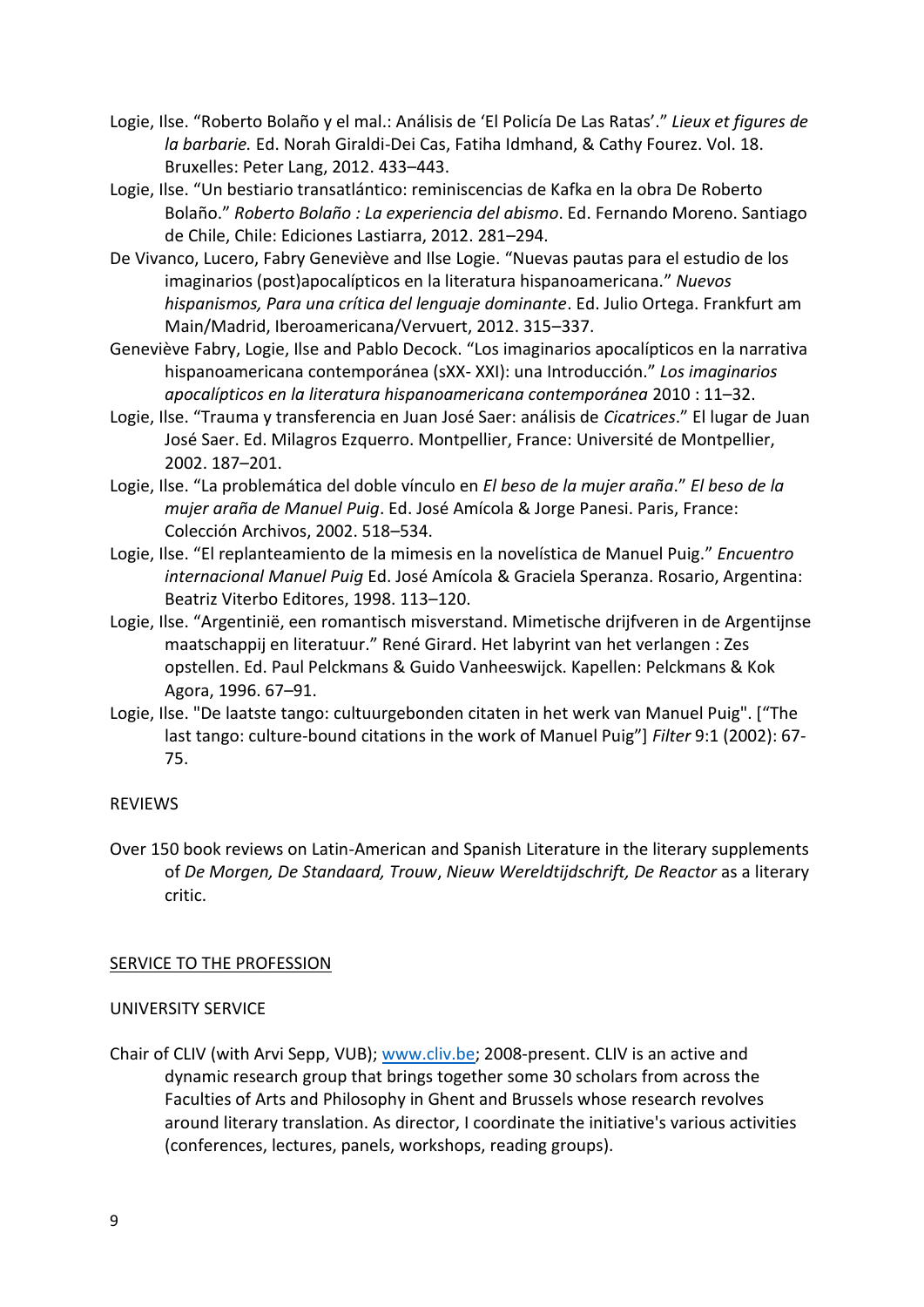Logie, Ilse. "Roberto Bolaño y el mal.: Análisis de 'El Policía De Las Ratas'." *Lieux et figures de la barbarie.* Ed. Norah Giraldi-Dei Cas, Fatiha Idmhand, & Cathy Fourez. Vol. 18. Bruxelles: Peter Lang, 2012. 433–443.

Logie, Ilse. "Un bestiario transatlántico: reminiscencias de Kafka en la obra De Roberto Bolaño." *Roberto Bolaño : La experiencia del abismo*. Ed. Fernando Moreno. Santiago de Chile, Chile: Ediciones Lastiarra, 2012. 281–294.

De Vivanco, Lucero, Fabry Geneviève and Ilse Logie. "Nuevas pautas para el estudio de los imaginarios (post)apocalípticos en la literatura hispanoamericana." *Nuevos hispanismos, Para una crítica del lenguaje dominante*. Ed. Julio Ortega. Frankfurt am Main/Madrid, Iberoamericana/Vervuert, 2012. 315–337.

Geneviève Fabry, Logie, Ilse and Pablo Decock. "Los imaginarios apocalípticos en la narrativa hispanoamericana contemporánea (sXX- XXI): una Introducción." *Los imaginarios apocalípticos en la literatura hispanoamericana contemporánea* 2010 : 11–32.

Logie, Ilse. "Trauma y transferencia en Juan José Saer: análisis de *Cicatrices*." El lugar de Juan José Saer. Ed. Milagros Ezquerro. Montpellier, France: Université de Montpellier, 2002. 187–201.

Logie, Ilse. "La problemática del doble vínculo en *El beso de la mujer araña*." *El beso de la mujer araña de Manuel Puig*. Ed. José Amícola & Jorge Panesi. Paris, France: Colección Archivos, 2002. 518–534.

Logie, Ilse. "El replanteamiento de la mimesis en la novelística de Manuel Puig." *Encuentro internacional Manuel Puig* Ed. José Amícola & Graciela Speranza. Rosario, Argentina: Beatriz Viterbo Editores, 1998. 113–120.

Logie, Ilse. "Argentinië, een romantisch misverstand. Mimetische drijfveren in de Argentijnse maatschappij en literatuur." René Girard. Het labyrint van het verlangen : Zes opstellen. Ed. Paul Pelckmans & Guido Vanheeswijck. Kapellen: Pelckmans & Kok Agora, 1996. 67–91.

Logie, Ilse. "De laatste tango: cultuurgebonden citaten in het werk van Manuel Puig". ["The last tango: culture-bound citations in the work of Manuel Puig"] *Filter* 9:1 (2002): 67-75.

REVIEWS

Over 150 book reviews on Latin-American and Spanish Literature in the literary supplements of *De Morgen, De Standaard, Trouw*, *Nieuw Wereldtijdschrift, De Reactor* as a literary critic.

## SERVICE TO THE PROFESSION

UNIVERSITY SERVICE

Chair of CLIV (with Arvi Sepp, VUB); www.cliv.be; 2008-present. CLIV is an active and dynamic research group that brings together some 30 scholars from across the Faculties of Arts and Philosophy in Ghent and Brussels whose research revolves around literary translation. As director, I coordinate the initiative's various activities (conferences, lectures, panels, workshops, reading groups).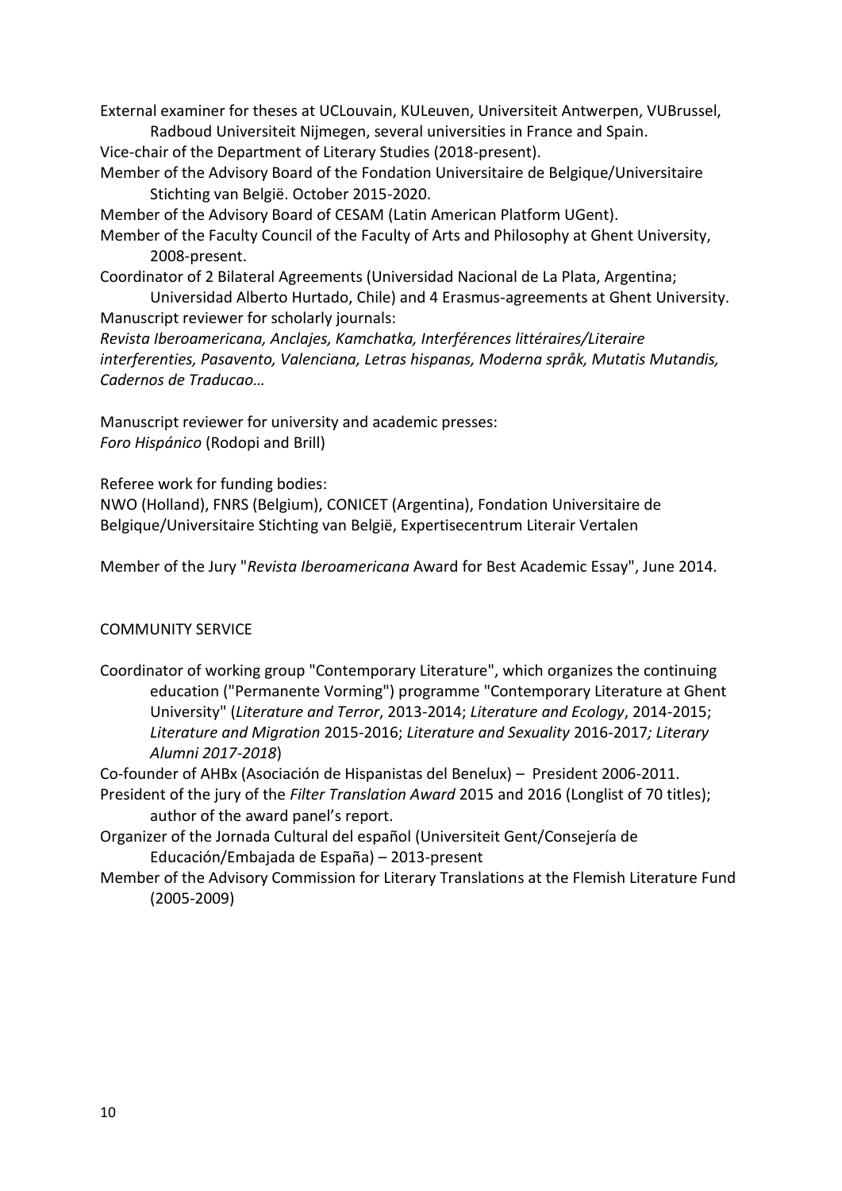External examiner for theses at UCLouvain, KULeuven, Universiteit Antwerpen, VUBrussel, Radboud Universiteit Nijmegen, several universities in France and Spain.

Vice-chair of the Department of Literary Studies (2018-present).

Member of the Advisory Board of the Fondation Universitaire de Belgique/Universitaire Stichting van België. October 2015-2020.

Member of the Advisory Board of CESAM (Latin American Platform UGent).

Member of the Faculty Council of the Faculty of Arts and Philosophy at Ghent University, 2008-present.

Coordinator of 2 Bilateral Agreements (Universidad Nacional de La Plata, Argentina; Universidad Alberto Hurtado, Chile) and 4 Erasmus-agreements at Ghent University.

Manuscript reviewer for scholarly journals:
*Revista Iberoamericana, Anclajes, Kamchatka, Interférences littéraires/Literaire interferenties, Pasavento, Valenciana, Letras hispanas, Moderna språk, Mutatis Mutandis, Cadernos de Traducao…*

Manuscript reviewer for university and academic presses:
*Foro Hispánico* (Rodopi and Brill)

Referee work for funding bodies:
NWO (Holland), FNRS (Belgium), CONICET (Argentina), Fondation Universitaire de Belgique/Universitaire Stichting van België, Expertisecentrum Literair Vertalen

Member of the Jury "*Revista Iberoamericana* Award for Best Academic Essay", June 2014.

## COMMUNITY SERVICE

Coordinator of working group "Contemporary Literature", which organizes the continuing education ("Permanente Vorming") programme "Contemporary Literature at Ghent University" (*Literature and Terror*, 2013-2014; *Literature and Ecology*, 2014-2015; *Literature and Migration* 2015-2016; *Literature and Sexuality* 2016-2017*; Literary Alumni 2017-2018*)

Co-founder of AHBx (Asociación de Hispanistas del Benelux) – President 2006-2011.

President of the jury of the *Filter Translation Award* 2015 and 2016 (Longlist of 70 titles); author of the award panel's report.

Organizer of the Jornada Cultural del español (Universiteit Gent/Consejería de Educación/Embajada de España) – 2013-present

Member of the Advisory Commission for Literary Translations at the Flemish Literature Fund (2005-2009)